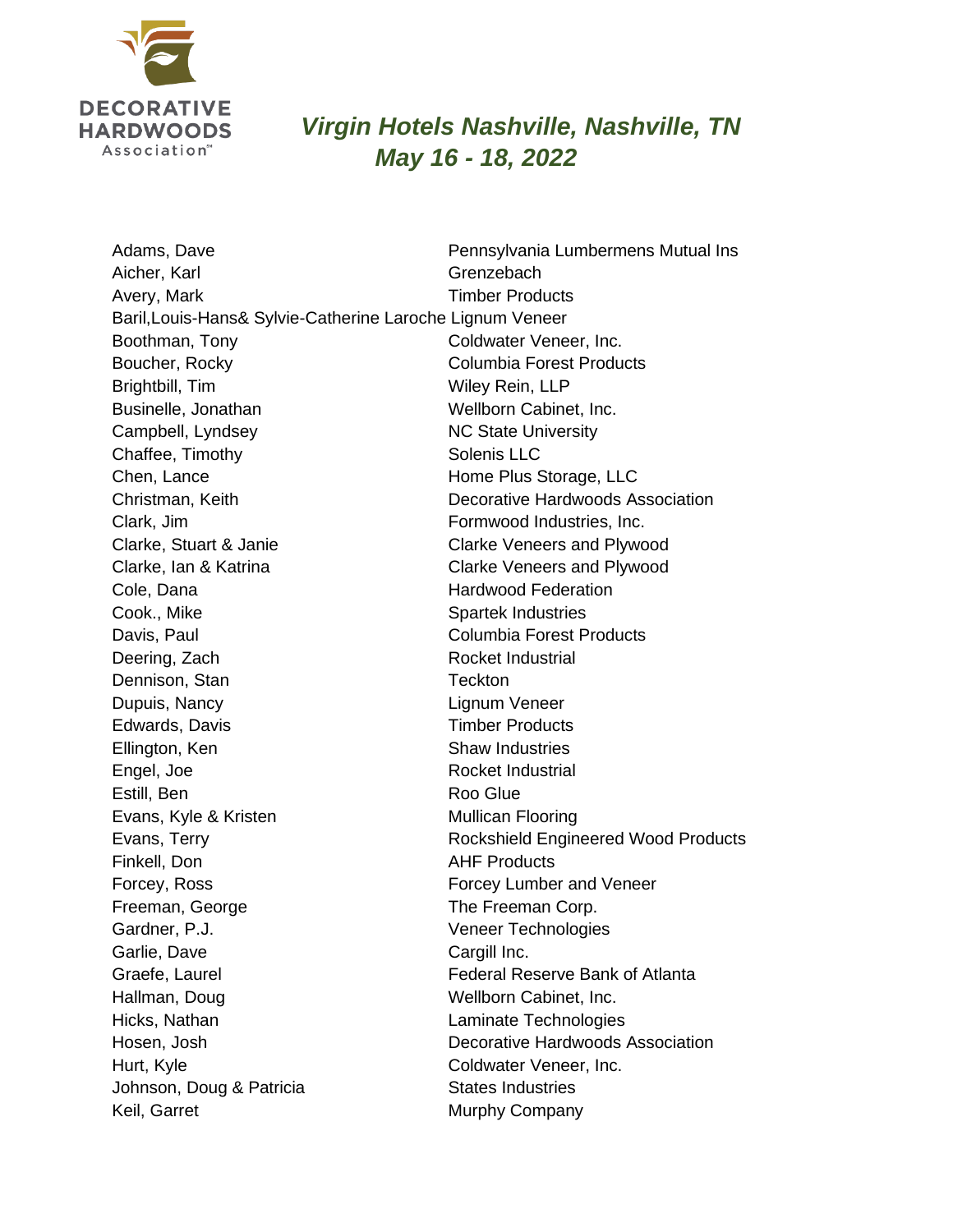DECORATIVE HARDWOODS Association™

## *Virgin Hotels Nashville, Nashville, TN*
## *May 16 - 18, 2022*

| Name | Company |
|---|---|
| Adams, Dave | Pennsylvania Lumbermens Mutual Ins |
| Aicher, Karl | Grenzebach |
| Avery, Mark | Timber Products |
| Baril,Louis-Hans& Sylvie-Catherine Laroche | Lignum Veneer |
| Boothman, Tony | Coldwater Veneer, Inc. |
| Boucher, Rocky | Columbia Forest Products |
| Brightbill, Tim | Wiley Rein, LLP |
| Businelle, Jonathan | Wellborn Cabinet, Inc. |
| Campbell, Lyndsey | NC State University |
| Chaffee, Timothy | Solenis LLC |
| Chen, Lance | Home Plus Storage, LLC |
| Christman, Keith | Decorative Hardwoods Association |
| Clark, Jim | Formwood Industries, Inc. |
| Clarke, Stuart & Janie | Clarke Veneers and Plywood |
| Clarke, Ian & Katrina | Clarke Veneers and Plywood |
| Cole, Dana | Hardwood Federation |
| Cook., Mike | Spartek Industries |
| Davis, Paul | Columbia Forest Products |
| Deering, Zach | Rocket Industrial |
| Dennison, Stan | Teckton |
| Dupuis, Nancy | Lignum Veneer |
| Edwards, Davis | Timber Products |
| Ellington, Ken | Shaw Industries |
| Engel, Joe | Rocket Industrial |
| Estill, Ben | Roo Glue |
| Evans, Kyle & Kristen | Mullican Flooring |
| Evans, Terry | Rockshield Engineered Wood Products |
| Finkell, Don | AHF Products |
| Forcey, Ross | Forcey Lumber and Veneer |
| Freeman, George | The Freeman Corp. |
| Gardner, P.J. | Veneer Technologies |
| Garlie, Dave | Cargill Inc. |
| Graefe, Laurel | Federal Reserve Bank of Atlanta |
| Hallman, Doug | Wellborn Cabinet, Inc. |
| Hicks, Nathan | Laminate Technologies |
| Hosen, Josh | Decorative Hardwoods Association |
| Hurt, Kyle | Coldwater Veneer, Inc. |
| Johnson, Doug & Patricia | States Industries |
| Keil, Garret | Murphy Company |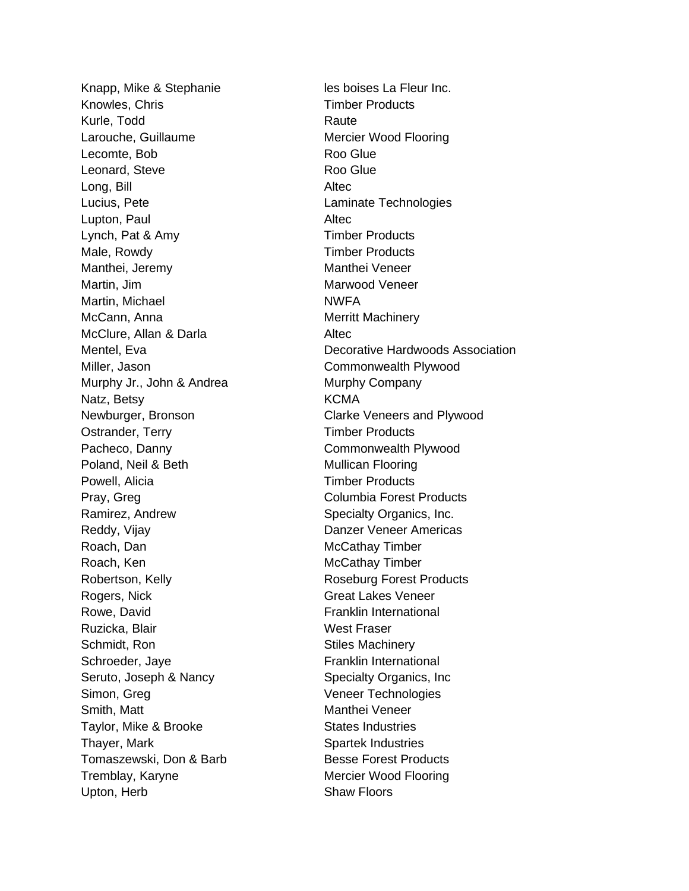| | |
|---|---|
| Knapp, Mike & Stephanie | les boises La Fleur Inc. |
| Knowles, Chris | Timber Products |
| Kurle, Todd | Raute |
| Larouche, Guillaume | Mercier Wood Flooring |
| Lecomte, Bob | Roo Glue |
| Leonard, Steve | Roo Glue |
| Long, Bill | Altec |
| Lucius, Pete | Laminate Technologies |
| Lupton, Paul | Altec |
| Lynch, Pat & Amy | Timber Products |
| Male, Rowdy | Timber Products |
| Manthei, Jeremy | Manthei Veneer |
| Martin, Jim | Marwood Veneer |
| Martin, Michael | NWFA |
| McCann, Anna | Merritt Machinery |
| McClure, Allan & Darla | Altec |
| Mentel, Eva | Decorative Hardwoods Association |
| Miller, Jason | Commonwealth Plywood |
| Murphy Jr., John & Andrea | Murphy Company |
| Natz, Betsy | KCMA |
| Newburger, Bronson | Clarke Veneers and Plywood |
| Ostrander, Terry | Timber Products |
| Pacheco, Danny | Commonwealth Plywood |
| Poland, Neil & Beth | Mullican Flooring |
| Powell, Alicia | Timber Products |
| Pray, Greg | Columbia Forest Products |
| Ramirez, Andrew | Specialty Organics, Inc. |
| Reddy, Vijay | Danzer Veneer Americas |
| Roach, Dan | McCathay Timber |
| Roach, Ken | McCathay Timber |
| Robertson, Kelly | Roseburg Forest Products |
| Rogers, Nick | Great Lakes Veneer |
| Rowe, David | Franklin International |
| Ruzicka, Blair | West Fraser |
| Schmidt, Ron | Stiles Machinery |
| Schroeder, Jaye | Franklin International |
| Seruto, Joseph & Nancy | Specialty Organics, Inc |
| Simon, Greg | Veneer Technologies |
| Smith, Matt | Manthei Veneer |
| Taylor, Mike & Brooke | States Industries |
| Thayer, Mark | Spartek Industries |
| Tomaszewski, Don & Barb | Besse Forest Products |
| Tremblay, Karyne | Mercier Wood Flooring |
| Upton, Herb | Shaw Floors |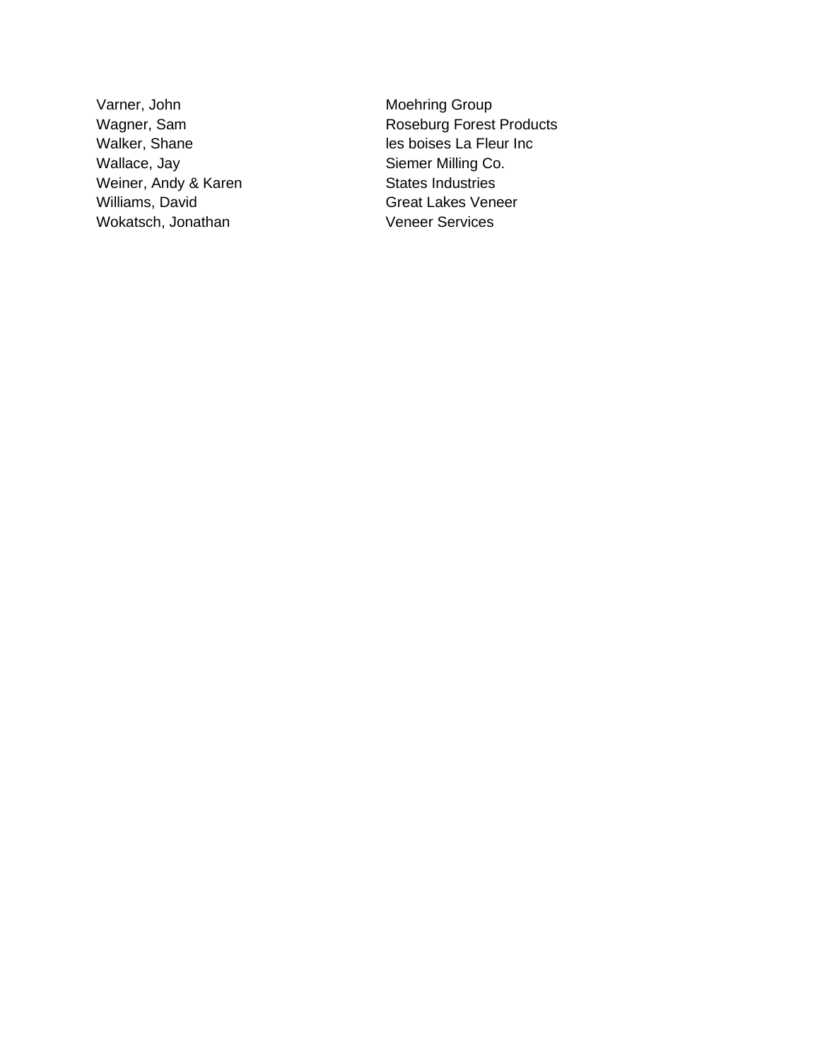| | |
|---|---|
| Varner, John | Moehring Group |
| Wagner, Sam | Roseburg Forest Products |
| Walker, Shane | les boises La Fleur Inc |
| Wallace, Jay | Siemer Milling Co. |
| Weiner, Andy & Karen | States Industries |
| Williams, David | Great Lakes Veneer |
| Wokatsch, Jonathan | Veneer Services |